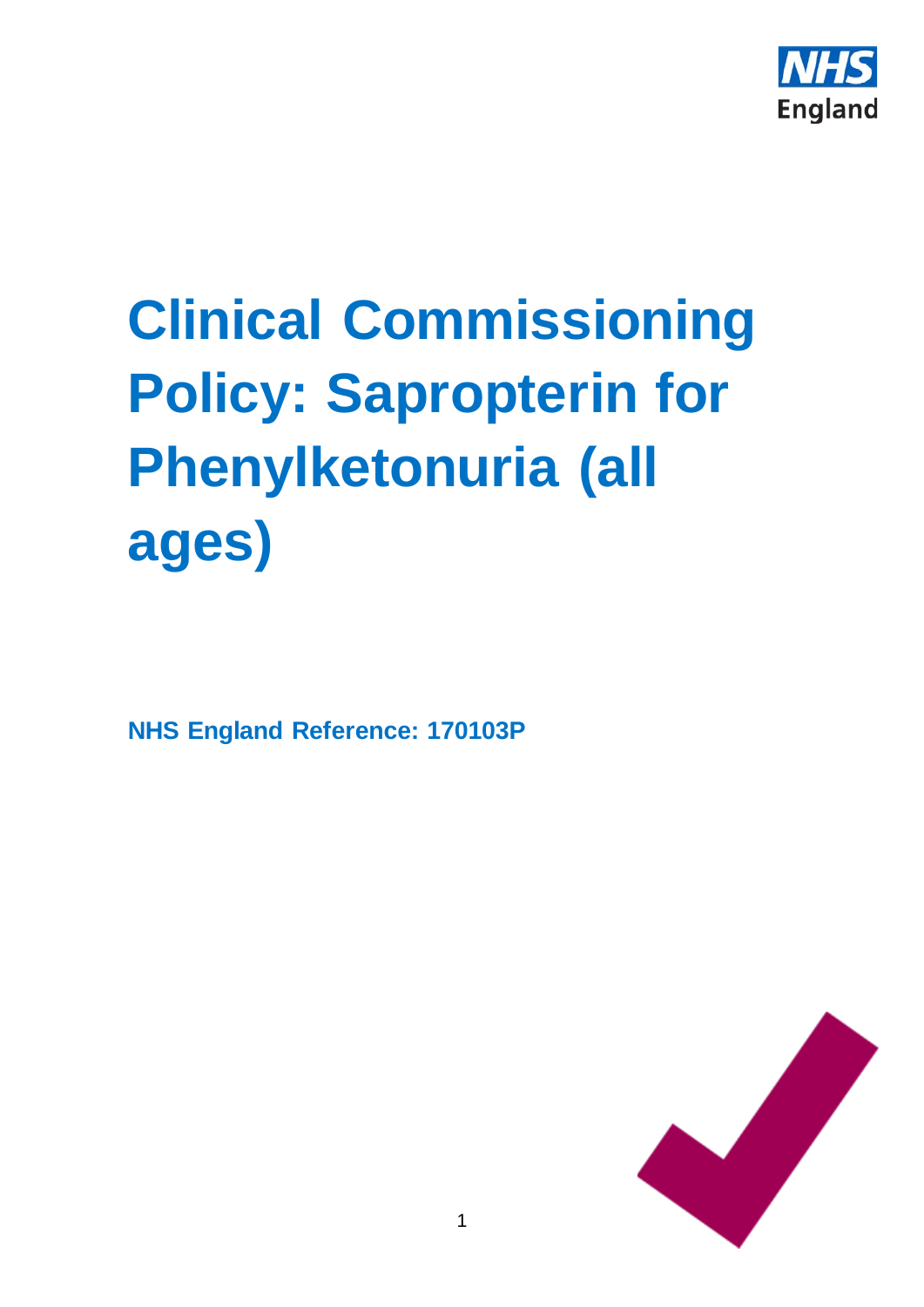# Clinical Commissioning Policy: Sapropterin for Phenylketonuria (all ages)

**NHS England Reference: 170103P**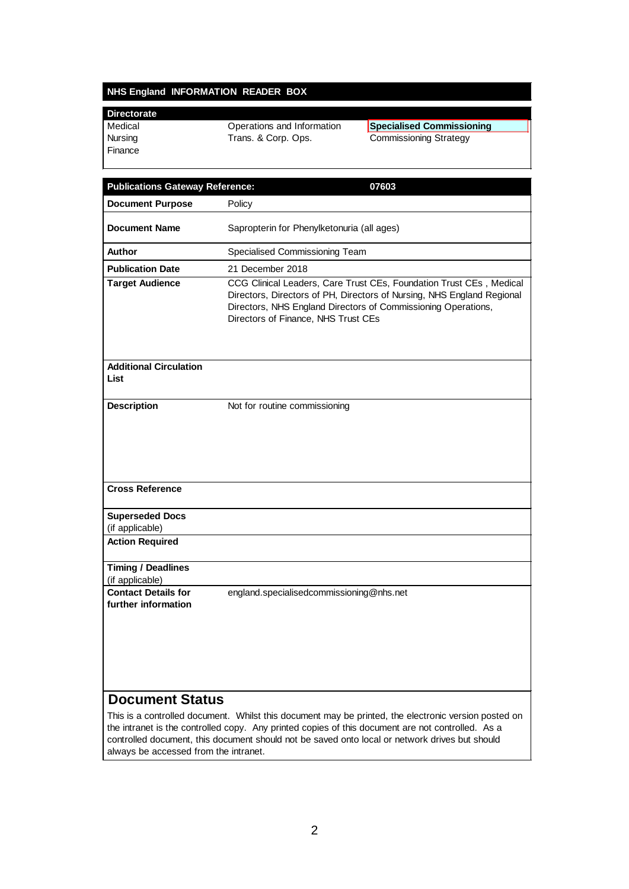## NHS England INFORMATION READER BOX

| Directorate | | |
|---|---|---|
| Medical | Operations and Information | **Specialised Commissioning** |
| Nursing | Trans. & Corp. Ops. | Commissioning Strategy |
| Finance | | |

| Publications Gateway Reference: | 07603 |
|---|---|
| **Document Purpose** | Policy |
| **Document Name** | Sapropterin for Phenylketonuria (all ages) |
| **Author** | Specialised Commissioning Team |
| **Publication Date** | 21 December 2018 |
| **Target Audience** | CCG Clinical Leaders, Care Trust CEs, Foundation Trust CEs , Medical Directors, Directors of PH, Directors of Nursing, NHS England Regional Directors, NHS England Directors of Commissioning Operations, Directors of Finance, NHS Trust CEs |
| **Additional Circulation List** | |
| **Description** | Not for routine commissioning |
| **Cross Reference** | |
| **Superseded Docs** (if applicable) | |
| **Action Required** | |
| **Timing / Deadlines** (if applicable) | |
| **Contact Details for further information** | england.specialisedcommissioning@nhs.net |

## Document Status

This is a controlled document. Whilst this document may be printed, the electronic version posted on the intranet is the controlled copy. Any printed copies of this document are not controlled. As a controlled document, this document should not be saved onto local or network drives but should always be accessed from the intranet.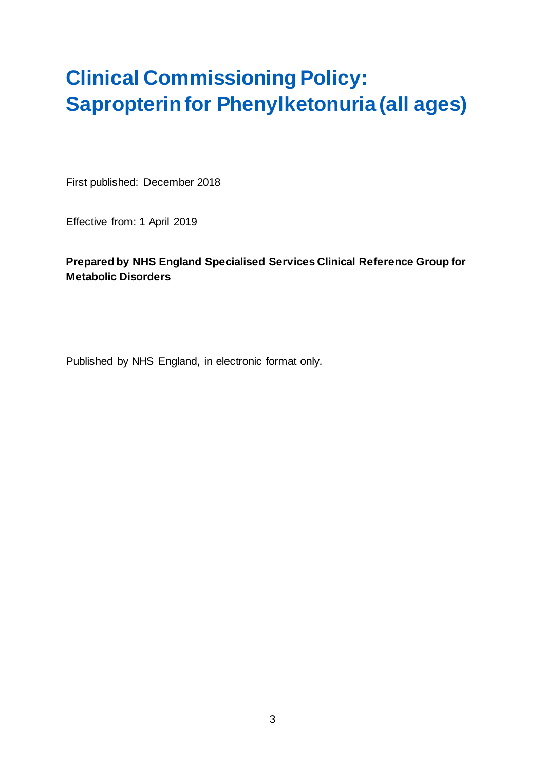# Clinical Commissioning Policy: Sapropterin for Phenylketonuria (all ages)

First published: December 2018

Effective from: 1 April 2019

**Prepared by NHS England Specialised Services Clinical Reference Group for Metabolic Disorders**

Published by NHS England, in electronic format only.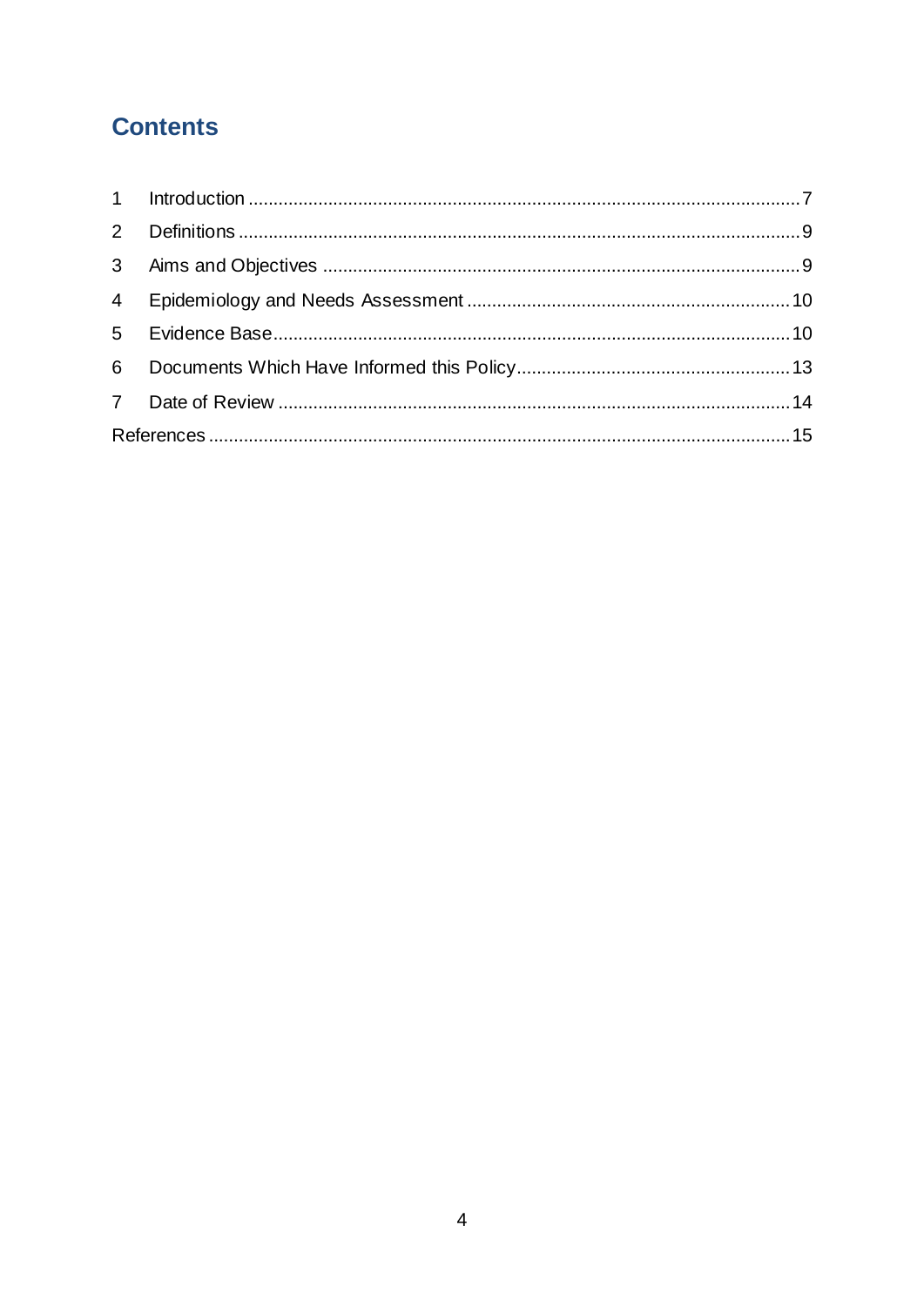# Contents

1 Introduction ........................................................................................................... 7
2 Definitions ............................................................................................................. 9
3 Aims and Objectives ............................................................................................ 9
4 Epidemiology and Needs Assessment ............................................................... 10
5 Evidence Base ...................................................................................................... 10
6 Documents Which Have Informed this Policy ...................................................... 13
7 Date of Review ..................................................................................................... 14
References ................................................................................................................ 15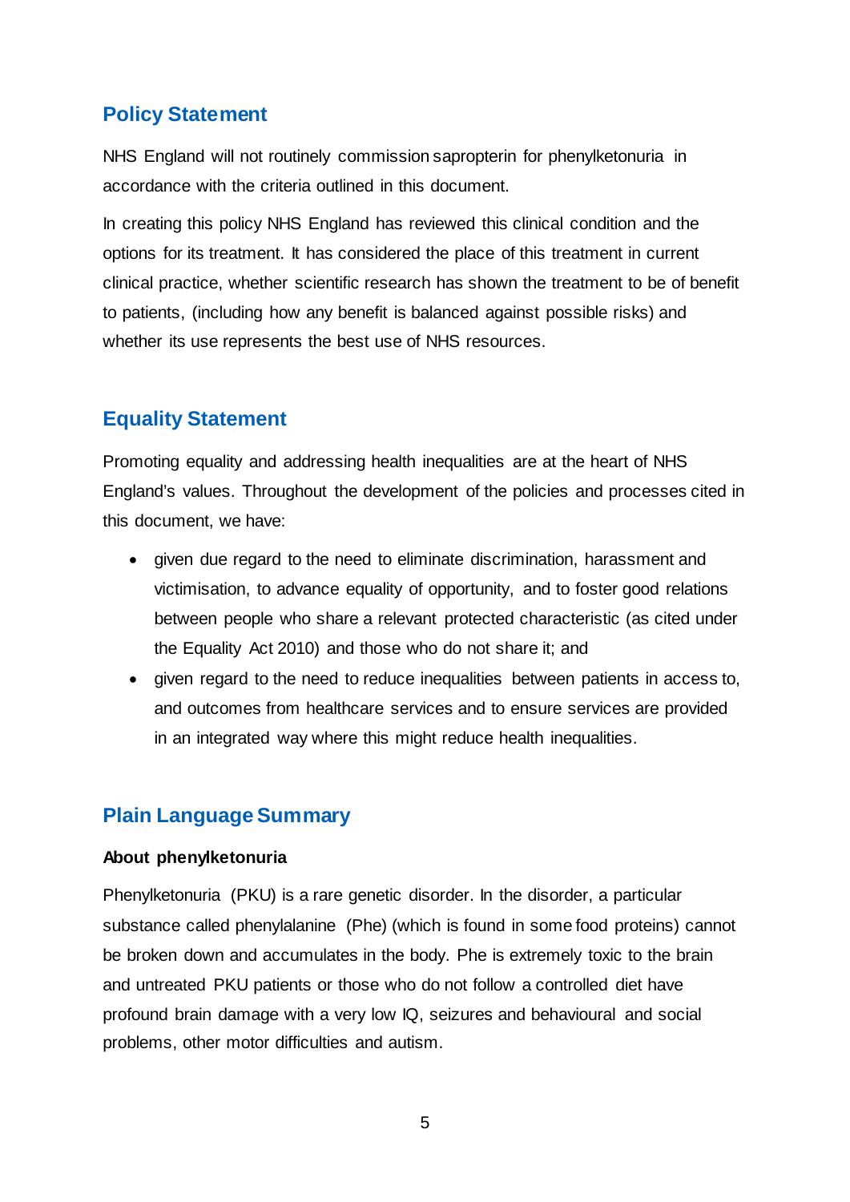## Policy Statement

NHS England will not routinely commission sapropterin for phenylketonuria in accordance with the criteria outlined in this document.

In creating this policy NHS England has reviewed this clinical condition and the options for its treatment. It has considered the place of this treatment in current clinical practice, whether scientific research has shown the treatment to be of benefit to patients, (including how any benefit is balanced against possible risks) and whether its use represents the best use of NHS resources.

## Equality Statement

Promoting equality and addressing health inequalities are at the heart of NHS England's values. Throughout the development of the policies and processes cited in this document, we have:

- given due regard to the need to eliminate discrimination, harassment and victimisation, to advance equality of opportunity, and to foster good relations between people who share a relevant protected characteristic (as cited under the Equality Act 2010) and those who do not share it; and
- given regard to the need to reduce inequalities between patients in access to, and outcomes from healthcare services and to ensure services are provided in an integrated way where this might reduce health inequalities.

## Plain Language Summary

**About phenylketonuria**

Phenylketonuria (PKU) is a rare genetic disorder. In the disorder, a particular substance called phenylalanine (Phe) (which is found in some food proteins) cannot be broken down and accumulates in the body. Phe is extremely toxic to the brain and untreated PKU patients or those who do not follow a controlled diet have profound brain damage with a very low IQ, seizures and behavioural and social problems, other motor difficulties and autism.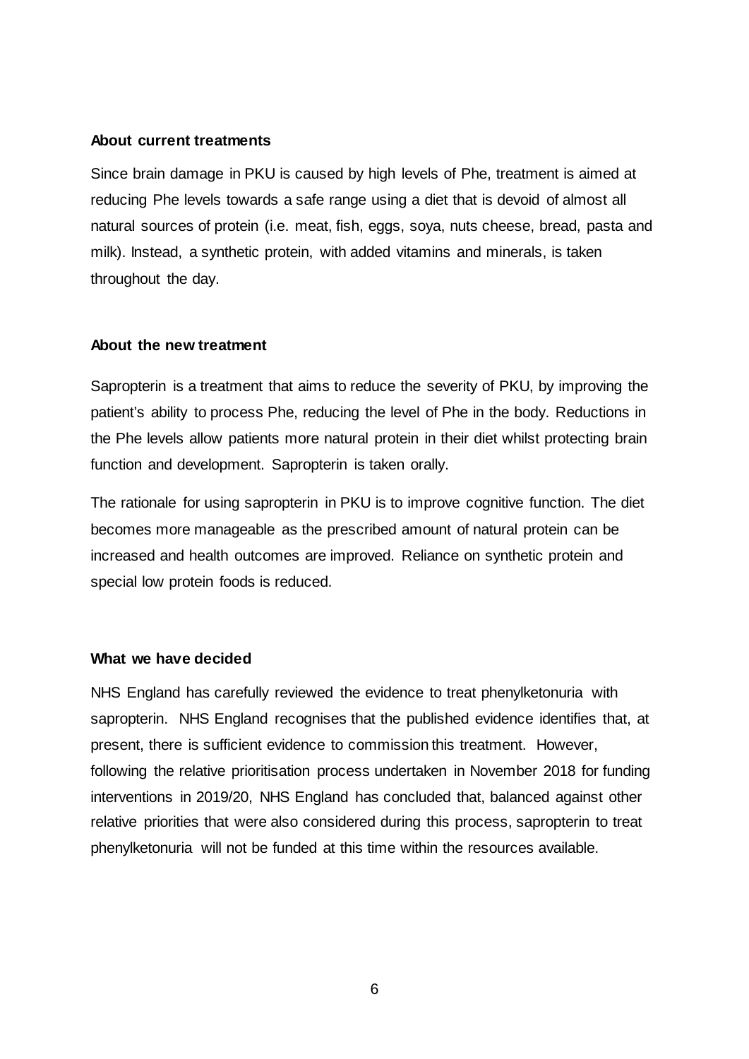**About current treatments**

Since brain damage in PKU is caused by high levels of Phe, treatment is aimed at reducing Phe levels towards a safe range using a diet that is devoid of almost all natural sources of protein (i.e. meat, fish, eggs, soya, nuts cheese, bread, pasta and milk). Instead, a synthetic protein, with added vitamins and minerals, is taken throughout the day.

**About the new treatment**

Sapropterin is a treatment that aims to reduce the severity of PKU, by improving the patient's ability to process Phe, reducing the level of Phe in the body. Reductions in the Phe levels allow patients more natural protein in their diet whilst protecting brain function and development. Sapropterin is taken orally.

The rationale for using sapropterin in PKU is to improve cognitive function. The diet becomes more manageable as the prescribed amount of natural protein can be increased and health outcomes are improved. Reliance on synthetic protein and special low protein foods is reduced.

**What we have decided**

NHS England has carefully reviewed the evidence to treat phenylketonuria with sapropterin. NHS England recognises that the published evidence identifies that, at present, there is sufficient evidence to commission this treatment. However, following the relative prioritisation process undertaken in November 2018 for funding interventions in 2019/20, NHS England has concluded that, balanced against other relative priorities that were also considered during this process, sapropterin to treat phenylketonuria will not be funded at this time within the resources available.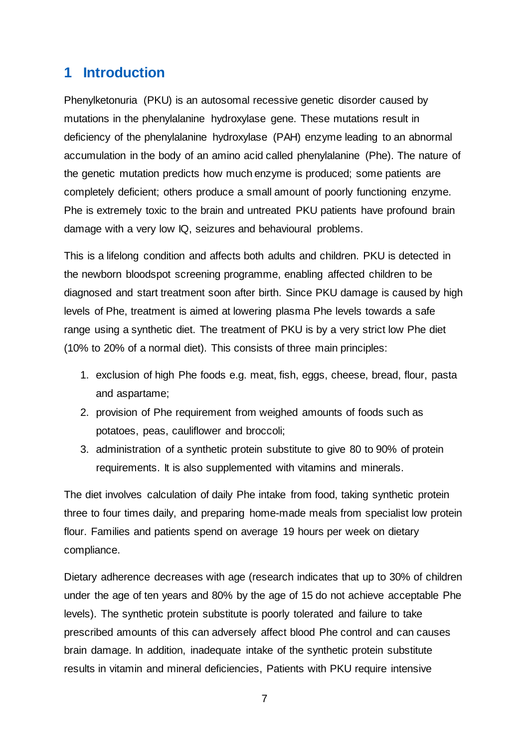# 1 Introduction

Phenylketonuria (PKU) is an autosomal recessive genetic disorder caused by mutations in the phenylalanine hydroxylase gene. These mutations result in deficiency of the phenylalanine hydroxylase (PAH) enzyme leading to an abnormal accumulation in the body of an amino acid called phenylalanine (Phe). The nature of the genetic mutation predicts how much enzyme is produced; some patients are completely deficient; others produce a small amount of poorly functioning enzyme. Phe is extremely toxic to the brain and untreated PKU patients have profound brain damage with a very low IQ, seizures and behavioural problems.

This is a lifelong condition and affects both adults and children. PKU is detected in the newborn bloodspot screening programme, enabling affected children to be diagnosed and start treatment soon after birth. Since PKU damage is caused by high levels of Phe, treatment is aimed at lowering plasma Phe levels towards a safe range using a synthetic diet. The treatment of PKU is by a very strict low Phe diet (10% to 20% of a normal diet). This consists of three main principles:

1. exclusion of high Phe foods e.g. meat, fish, eggs, cheese, bread, flour, pasta and aspartame;
2. provision of Phe requirement from weighed amounts of foods such as potatoes, peas, cauliflower and broccoli;
3. administration of a synthetic protein substitute to give 80 to 90% of protein requirements. It is also supplemented with vitamins and minerals.

The diet involves calculation of daily Phe intake from food, taking synthetic protein three to four times daily, and preparing home-made meals from specialist low protein flour. Families and patients spend on average 19 hours per week on dietary compliance.

Dietary adherence decreases with age (research indicates that up to 30% of children under the age of ten years and 80% by the age of 15 do not achieve acceptable Phe levels). The synthetic protein substitute is poorly tolerated and failure to take prescribed amounts of this can adversely affect blood Phe control and can causes brain damage. In addition, inadequate intake of the synthetic protein substitute results in vitamin and mineral deficiencies, Patients with PKU require intensive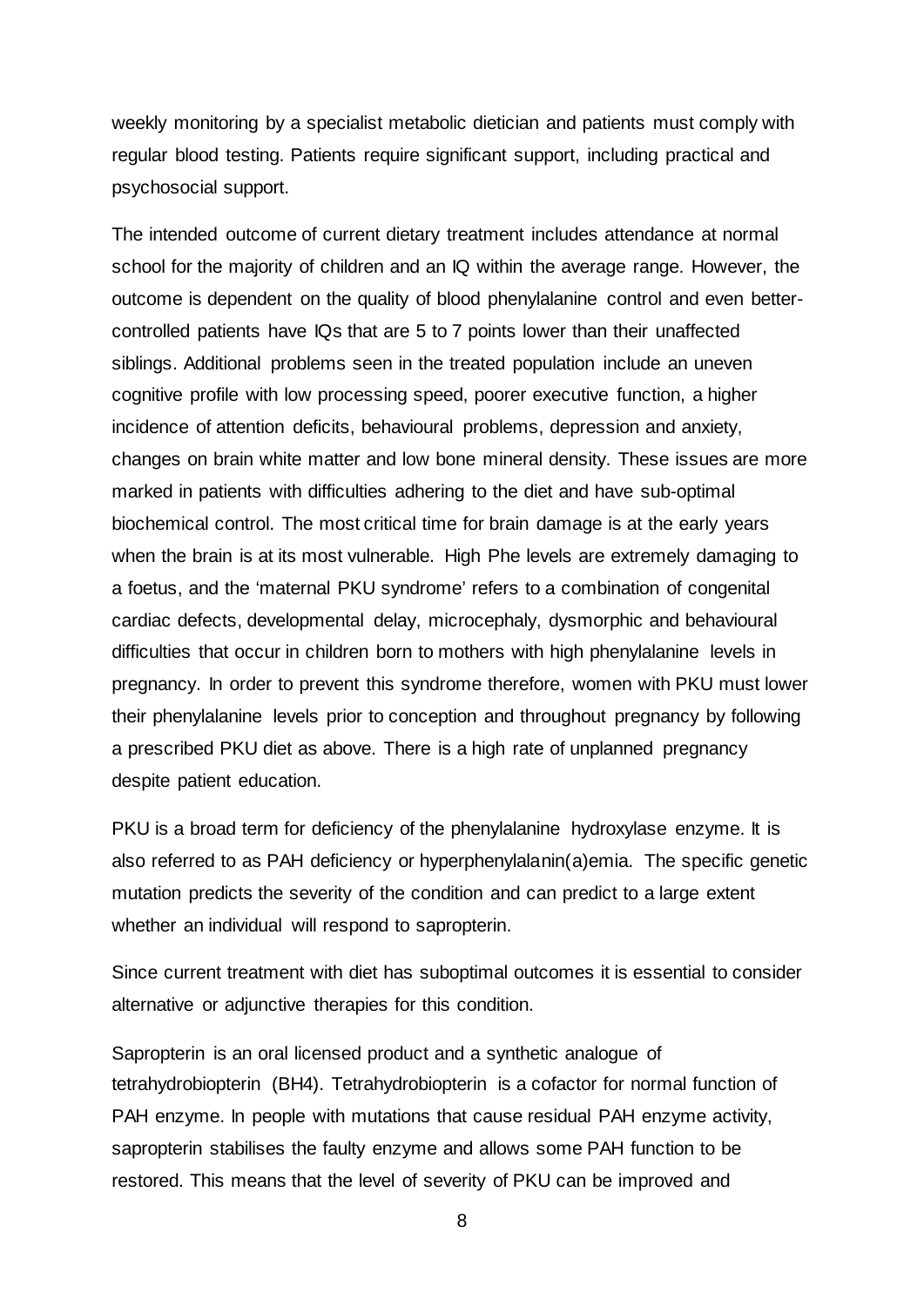weekly monitoring by a specialist metabolic dietician and patients must comply with regular blood testing. Patients require significant support, including practical and psychosocial support.

The intended outcome of current dietary treatment includes attendance at normal school for the majority of children and an IQ within the average range. However, the outcome is dependent on the quality of blood phenylalanine control and even better-controlled patients have IQs that are 5 to 7 points lower than their unaffected siblings. Additional problems seen in the treated population include an uneven cognitive profile with low processing speed, poorer executive function, a higher incidence of attention deficits, behavioural problems, depression and anxiety, changes on brain white matter and low bone mineral density. These issues are more marked in patients with difficulties adhering to the diet and have sub-optimal biochemical control. The most critical time for brain damage is at the early years when the brain is at its most vulnerable. High Phe levels are extremely damaging to a foetus, and the 'maternal PKU syndrome' refers to a combination of congenital cardiac defects, developmental delay, microcephaly, dysmorphic and behavioural difficulties that occur in children born to mothers with high phenylalanine levels in pregnancy. In order to prevent this syndrome therefore, women with PKU must lower their phenylalanine levels prior to conception and throughout pregnancy by following a prescribed PKU diet as above. There is a high rate of unplanned pregnancy despite patient education.

PKU is a broad term for deficiency of the phenylalanine hydroxylase enzyme. It is also referred to as PAH deficiency or hyperphenylalanin(a)emia. The specific genetic mutation predicts the severity of the condition and can predict to a large extent whether an individual will respond to sapropterin.

Since current treatment with diet has suboptimal outcomes it is essential to consider alternative or adjunctive therapies for this condition.

Sapropterin is an oral licensed product and a synthetic analogue of tetrahydrobiopterin (BH4). Tetrahydrobiopterin is a cofactor for normal function of PAH enzyme. In people with mutations that cause residual PAH enzyme activity, sapropterin stabilises the faulty enzyme and allows some PAH function to be restored. This means that the level of severity of PKU can be improved and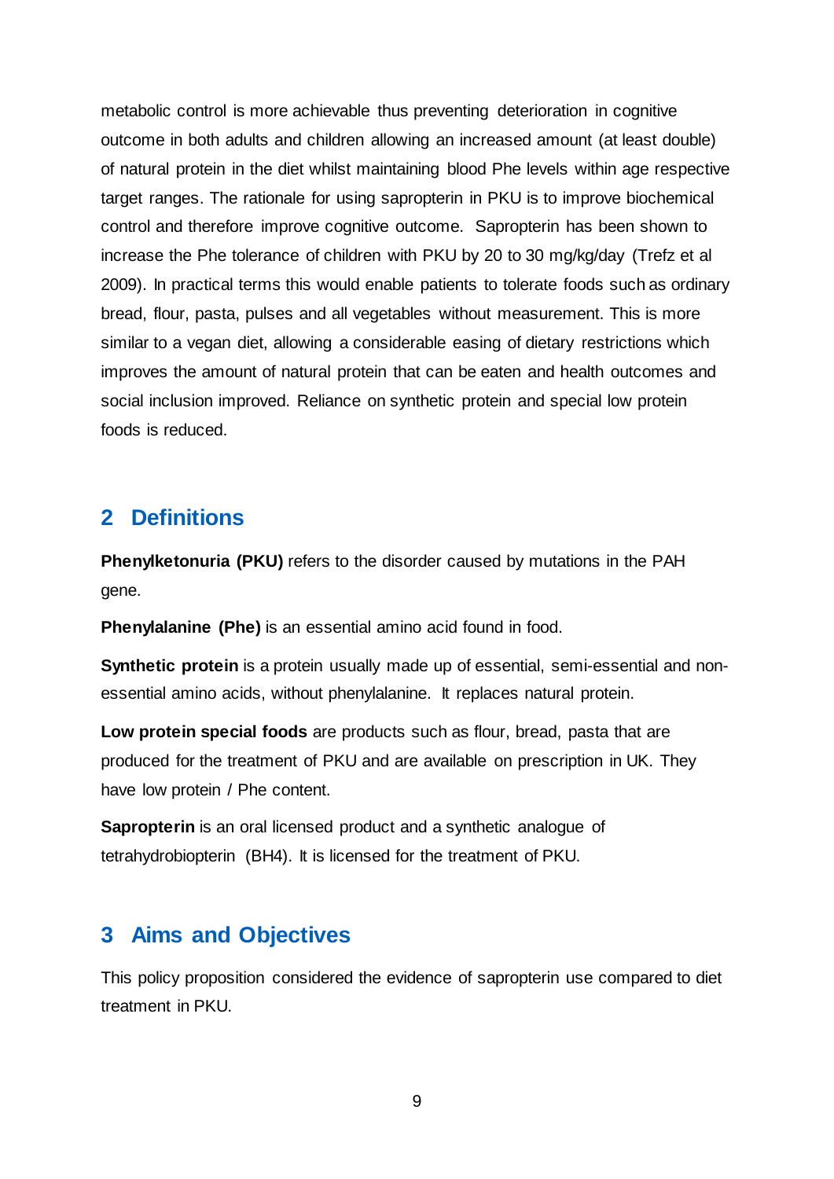metabolic control is more achievable thus preventing deterioration in cognitive outcome in both adults and children allowing an increased amount (at least double) of natural protein in the diet whilst maintaining blood Phe levels within age respective target ranges. The rationale for using sapropterin in PKU is to improve biochemical control and therefore improve cognitive outcome. Sapropterin has been shown to increase the Phe tolerance of children with PKU by 20 to 30 mg/kg/day (Trefz et al 2009). In practical terms this would enable patients to tolerate foods such as ordinary bread, flour, pasta, pulses and all vegetables without measurement. This is more similar to a vegan diet, allowing a considerable easing of dietary restrictions which improves the amount of natural protein that can be eaten and health outcomes and social inclusion improved. Reliance on synthetic protein and special low protein foods is reduced.

## 2 Definitions

**Phenylketonuria (PKU)** refers to the disorder caused by mutations in the PAH gene.

**Phenylalanine (Phe)** is an essential amino acid found in food.

**Synthetic protein** is a protein usually made up of essential, semi-essential and non-essential amino acids, without phenylalanine. It replaces natural protein.

**Low protein special foods** are products such as flour, bread, pasta that are produced for the treatment of PKU and are available on prescription in UK. They have low protein / Phe content.

**Sapropterin** is an oral licensed product and a synthetic analogue of tetrahydrobiopterin (BH4). It is licensed for the treatment of PKU.

## 3 Aims and Objectives

This policy proposition considered the evidence of sapropterin use compared to diet treatment in PKU.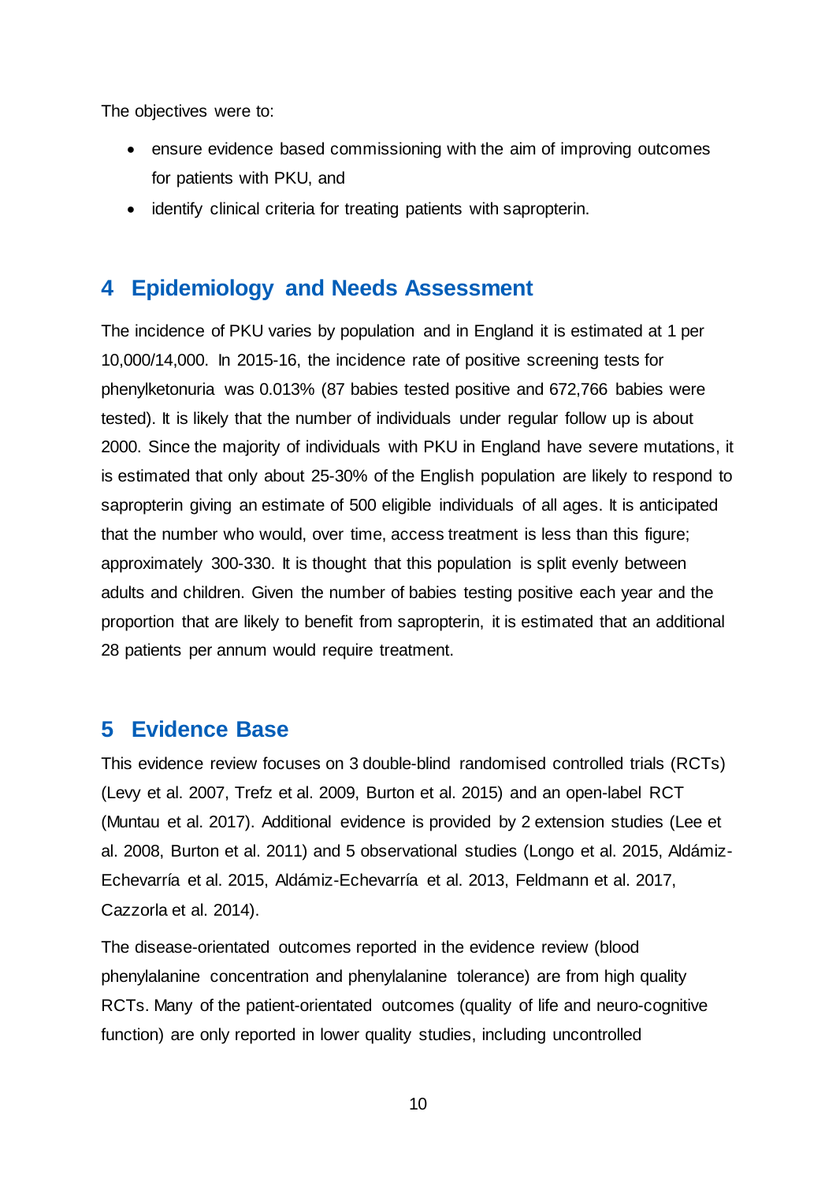The objectives were to:

- ensure evidence based commissioning with the aim of improving outcomes for patients with PKU, and
- identify clinical criteria for treating patients with sapropterin.

## 4 Epidemiology and Needs Assessment

The incidence of PKU varies by population and in England it is estimated at 1 per 10,000/14,000. In 2015-16, the incidence rate of positive screening tests for phenylketonuria was 0.013% (87 babies tested positive and 672,766 babies were tested). It is likely that the number of individuals under regular follow up is about 2000. Since the majority of individuals with PKU in England have severe mutations, it is estimated that only about 25-30% of the English population are likely to respond to sapropterin giving an estimate of 500 eligible individuals of all ages. It is anticipated that the number who would, over time, access treatment is less than this figure; approximately 300-330. It is thought that this population is split evenly between adults and children. Given the number of babies testing positive each year and the proportion that are likely to benefit from sapropterin, it is estimated that an additional 28 patients per annum would require treatment.

## 5 Evidence Base

This evidence review focuses on 3 double-blind randomised controlled trials (RCTs) (Levy et al. 2007, Trefz et al. 2009, Burton et al. 2015) and an open-label RCT (Muntau et al. 2017). Additional evidence is provided by 2 extension studies (Lee et al. 2008, Burton et al. 2011) and 5 observational studies (Longo et al. 2015, Aldámiz-Echevarría et al. 2015, Aldámiz-Echevarría et al. 2013, Feldmann et al. 2017, Cazzorla et al. 2014).

The disease-orientated outcomes reported in the evidence review (blood phenylalanine concentration and phenylalanine tolerance) are from high quality RCTs. Many of the patient-orientated outcomes (quality of life and neuro-cognitive function) are only reported in lower quality studies, including uncontrolled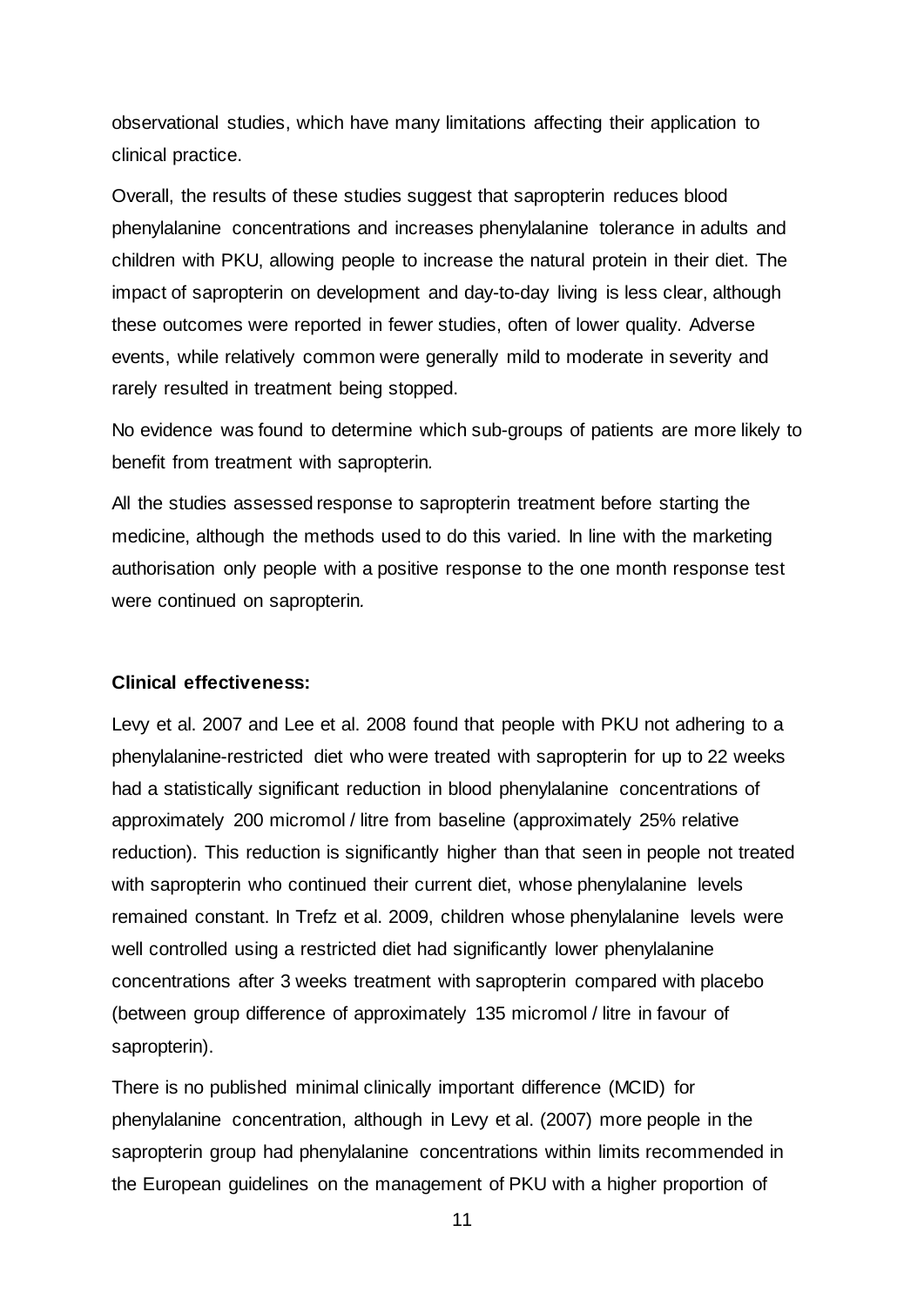observational studies, which have many limitations affecting their application to clinical practice.

Overall, the results of these studies suggest that sapropterin reduces blood phenylalanine concentrations and increases phenylalanine tolerance in adults and children with PKU, allowing people to increase the natural protein in their diet. The impact of sapropterin on development and day-to-day living is less clear, although these outcomes were reported in fewer studies, often of lower quality. Adverse events, while relatively common were generally mild to moderate in severity and rarely resulted in treatment being stopped.

No evidence was found to determine which sub-groups of patients are more likely to benefit from treatment with sapropterin.

All the studies assessed response to sapropterin treatment before starting the medicine, although the methods used to do this varied. In line with the marketing authorisation only people with a positive response to the one month response test were continued on sapropterin.

**Clinical effectiveness:**

Levy et al. 2007 and Lee et al. 2008 found that people with PKU not adhering to a phenylalanine-restricted diet who were treated with sapropterin for up to 22 weeks had a statistically significant reduction in blood phenylalanine concentrations of approximately 200 micromol / litre from baseline (approximately 25% relative reduction). This reduction is significantly higher than that seen in people not treated with sapropterin who continued their current diet, whose phenylalanine levels remained constant. In Trefz et al. 2009, children whose phenylalanine levels were well controlled using a restricted diet had significantly lower phenylalanine concentrations after 3 weeks treatment with sapropterin compared with placebo (between group difference of approximately 135 micromol / litre in favour of sapropterin).

There is no published minimal clinically important difference (MCID) for phenylalanine concentration, although in Levy et al. (2007) more people in the sapropterin group had phenylalanine concentrations within limits recommended in the European guidelines on the management of PKU with a higher proportion of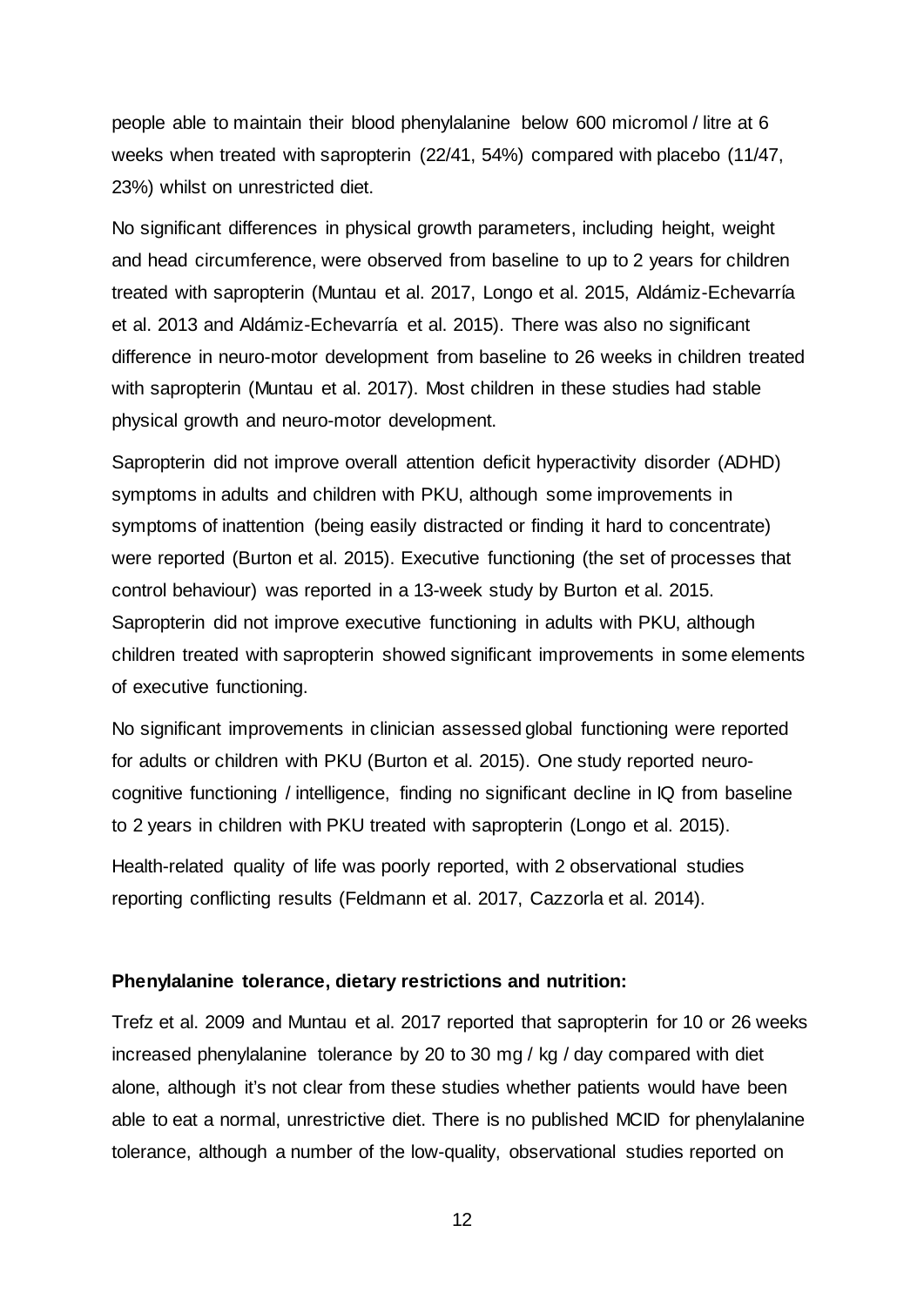people able to maintain their blood phenylalanine below 600 micromol / litre at 6 weeks when treated with sapropterin (22/41, 54%) compared with placebo (11/47, 23%) whilst on unrestricted diet.

No significant differences in physical growth parameters, including height, weight and head circumference, were observed from baseline to up to 2 years for children treated with sapropterin (Muntau et al. 2017, Longo et al. 2015, Aldámiz-Echevarría et al. 2013 and Aldámiz-Echevarría et al. 2015). There was also no significant difference in neuro-motor development from baseline to 26 weeks in children treated with sapropterin (Muntau et al. 2017). Most children in these studies had stable physical growth and neuro-motor development.

Sapropterin did not improve overall attention deficit hyperactivity disorder (ADHD) symptoms in adults and children with PKU, although some improvements in symptoms of inattention (being easily distracted or finding it hard to concentrate) were reported (Burton et al. 2015). Executive functioning (the set of processes that control behaviour) was reported in a 13-week study by Burton et al. 2015. Sapropterin did not improve executive functioning in adults with PKU, although children treated with sapropterin showed significant improvements in some elements of executive functioning.

No significant improvements in clinician assessed global functioning were reported for adults or children with PKU (Burton et al. 2015). One study reported neuro-cognitive functioning / intelligence, finding no significant decline in IQ from baseline to 2 years in children with PKU treated with sapropterin (Longo et al. 2015).

Health-related quality of life was poorly reported, with 2 observational studies reporting conflicting results (Feldmann et al. 2017, Cazzorla et al. 2014).

**Phenylalanine tolerance, dietary restrictions and nutrition:**

Trefz et al. 2009 and Muntau et al. 2017 reported that sapropterin for 10 or 26 weeks increased phenylalanine tolerance by 20 to 30 mg / kg / day compared with diet alone, although it's not clear from these studies whether patients would have been able to eat a normal, unrestrictive diet. There is no published MCID for phenylalanine tolerance, although a number of the low-quality, observational studies reported on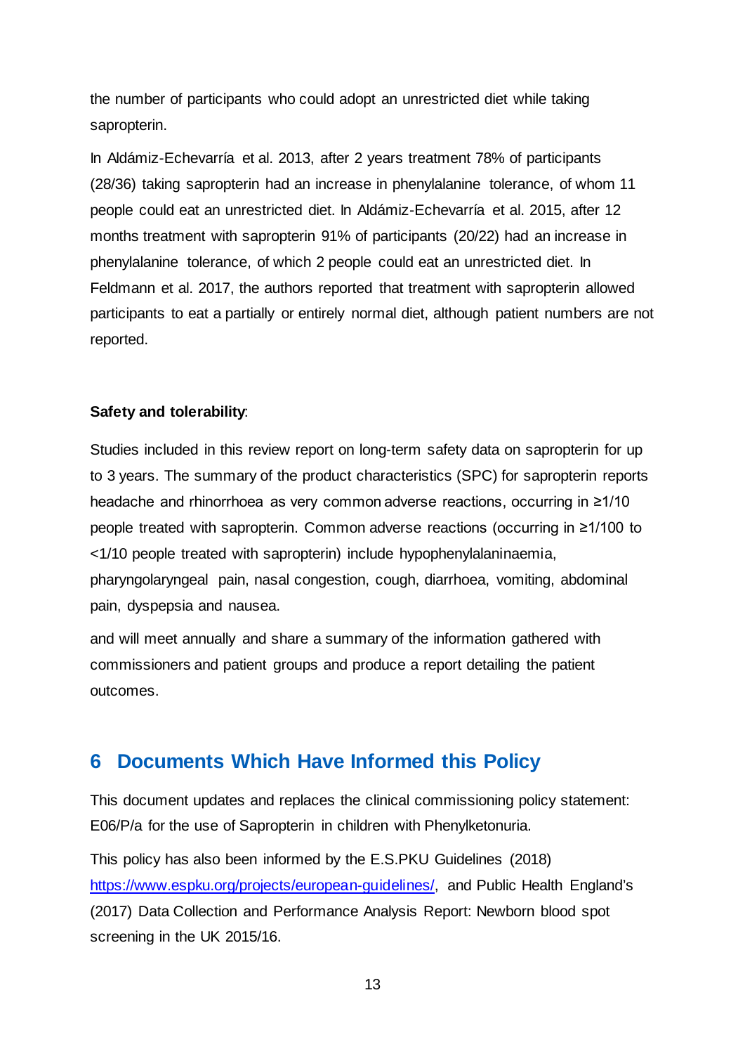the number of participants who could adopt an unrestricted diet while taking sapropterin.

In Aldámiz-Echevarría et al. 2013, after 2 years treatment 78% of participants (28/36) taking sapropterin had an increase in phenylalanine tolerance, of whom 11 people could eat an unrestricted diet. In Aldámiz-Echevarría et al. 2015, after 12 months treatment with sapropterin 91% of participants (20/22) had an increase in phenylalanine tolerance, of which 2 people could eat an unrestricted diet. In Feldmann et al. 2017, the authors reported that treatment with sapropterin allowed participants to eat a partially or entirely normal diet, although patient numbers are not reported.

**Safety and tolerability**:

Studies included in this review report on long-term safety data on sapropterin for up to 3 years. The summary of the product characteristics (SPC) for sapropterin reports headache and rhinorrhoea as very common adverse reactions, occurring in ≥1/10 people treated with sapropterin. Common adverse reactions (occurring in ≥1/100 to <1/10 people treated with sapropterin) include hypophenylalaninaemia, pharyngolaryngeal pain, nasal congestion, cough, diarrhoea, vomiting, abdominal pain, dyspepsia and nausea.

and will meet annually and share a summary of the information gathered with commissioners and patient groups and produce a report detailing the patient outcomes.

## 6 Documents Which Have Informed this Policy

This document updates and replaces the clinical commissioning policy statement: E06/P/a for the use of Sapropterin in children with Phenylketonuria.

This policy has also been informed by the E.S.PKU Guidelines (2018) https://www.espku.org/projects/european-guidelines/, and Public Health England's (2017) Data Collection and Performance Analysis Report: Newborn blood spot screening in the UK 2015/16.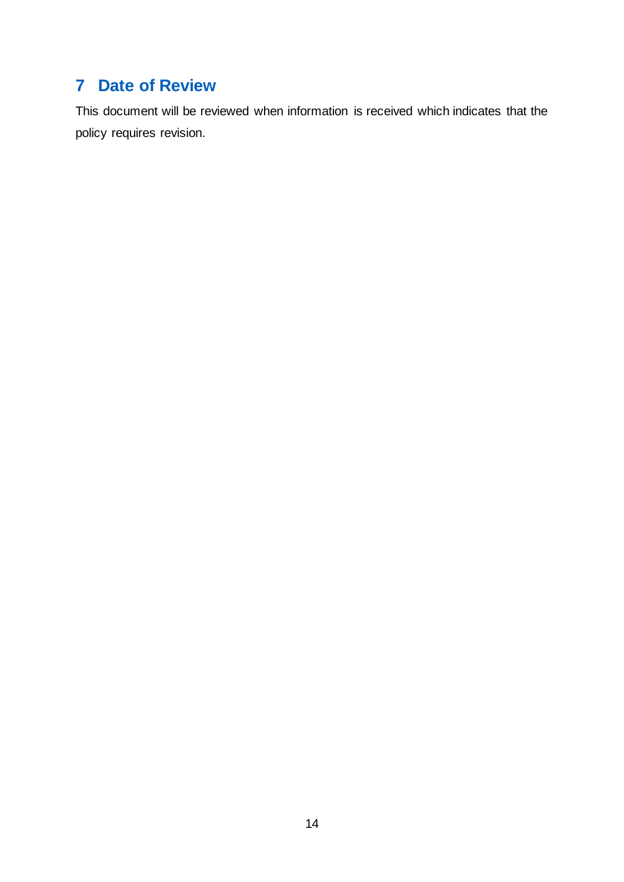## 7 Date of Review

This document will be reviewed when information is received which indicates that the policy requires revision.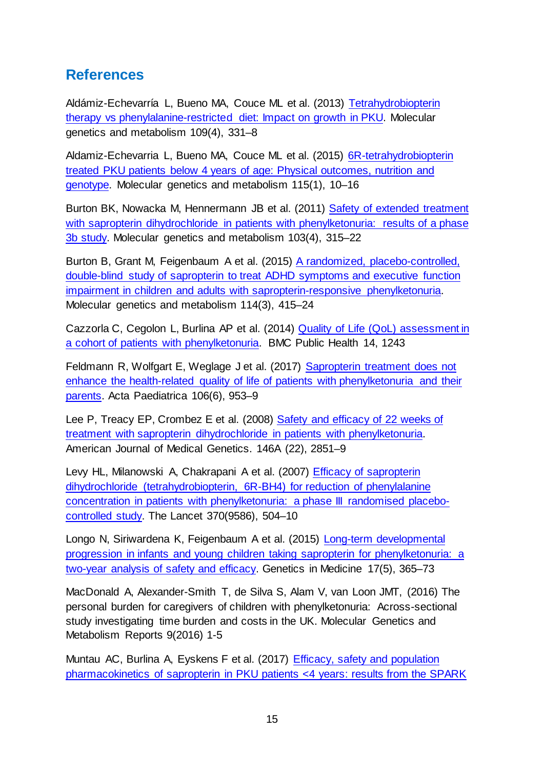## References

Aldámiz-Echevarría L, Bueno MA, Couce ML et al. (2013) Tetrahydrobiopterin therapy vs phenylalanine-restricted diet: Impact on growth in PKU. Molecular genetics and metabolism 109(4), 331–8

Aldamiz-Echevarria L, Bueno MA, Couce ML et al. (2015) 6R-tetrahydrobiopterin treated PKU patients below 4 years of age: Physical outcomes, nutrition and genotype. Molecular genetics and metabolism 115(1), 10–16

Burton BK, Nowacka M, Hennermann JB et al. (2011) Safety of extended treatment with sapropterin dihydrochloride in patients with phenylketonuria: results of a phase 3b study. Molecular genetics and metabolism 103(4), 315–22

Burton B, Grant M, Feigenbaum A et al. (2015) A randomized, placebo-controlled, double-blind study of sapropterin to treat ADHD symptoms and executive function impairment in children and adults with sapropterin-responsive phenylketonuria. Molecular genetics and metabolism 114(3), 415–24

Cazzorla C, Cegolon L, Burlina AP et al. (2014) Quality of Life (QoL) assessment in a cohort of patients with phenylketonuria. BMC Public Health 14, 1243

Feldmann R, Wolfgart E, Weglage J et al. (2017) Sapropterin treatment does not enhance the health-related quality of life of patients with phenylketonuria and their parents. Acta Paediatrica 106(6), 953–9

Lee P, Treacy EP, Crombez E et al. (2008) Safety and efficacy of 22 weeks of treatment with sapropterin dihydrochloride in patients with phenylketonuria. American Journal of Medical Genetics. 146A (22), 2851–9

Levy HL, Milanowski A, Chakrapani A et al. (2007) Efficacy of sapropterin dihydrochloride (tetrahydrobiopterin, 6R-BH4) for reduction of phenylalanine concentration in patients with phenylketonuria: a phase III randomised placebo-controlled study. The Lancet 370(9586), 504–10

Longo N, Siriwardena K, Feigenbaum A et al. (2015) Long-term developmental progression in infants and young children taking sapropterin for phenylketonuria: a two-year analysis of safety and efficacy. Genetics in Medicine 17(5), 365–73

MacDonald A, Alexander-Smith T, de Silva S, Alam V, van Loon JMT, (2016) The personal burden for caregivers of children with phenylketonuria: Across-sectional study investigating time burden and costs in the UK. Molecular Genetics and Metabolism Reports 9(2016) 1-5

Muntau AC, Burlina A, Eyskens F et al. (2017) Efficacy, safety and population pharmacokinetics of sapropterin in PKU patients <4 years: results from the SPARK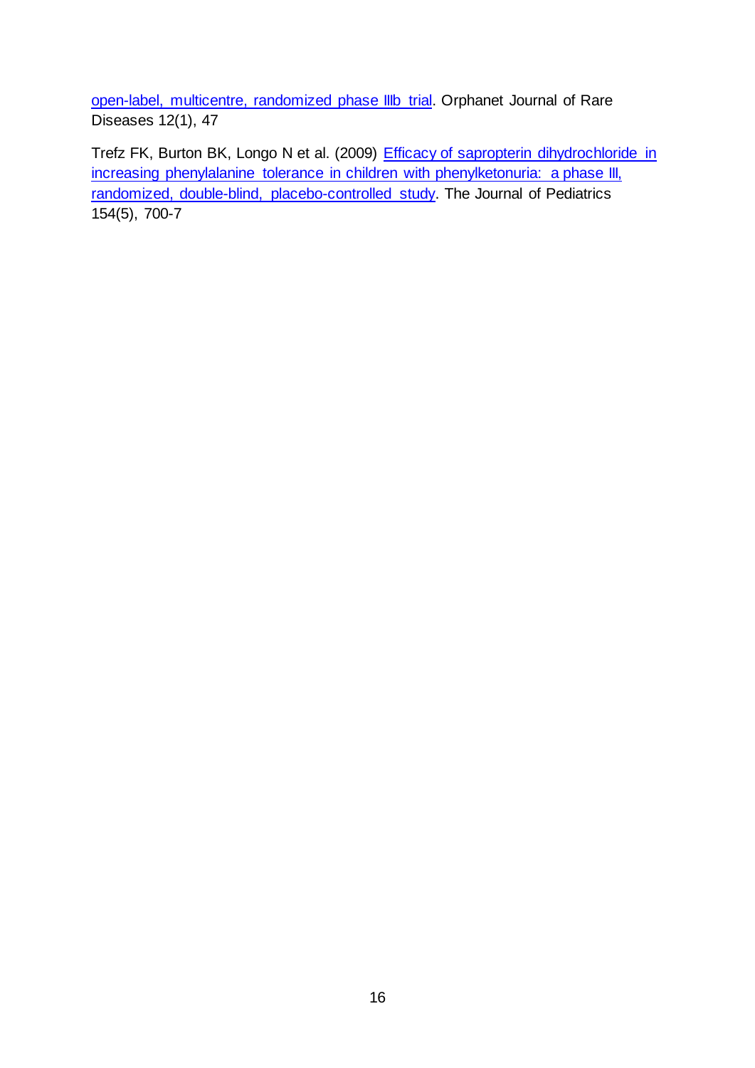open-label, multicentre, randomized phase IIIb trial. Orphanet Journal of Rare Diseases 12(1), 47

Trefz FK, Burton BK, Longo N et al. (2009) Efficacy of sapropterin dihydrochloride in increasing phenylalanine tolerance in children with phenylketonuria: a phase III, randomized, double-blind, placebo-controlled study. The Journal of Pediatrics 154(5), 700-7